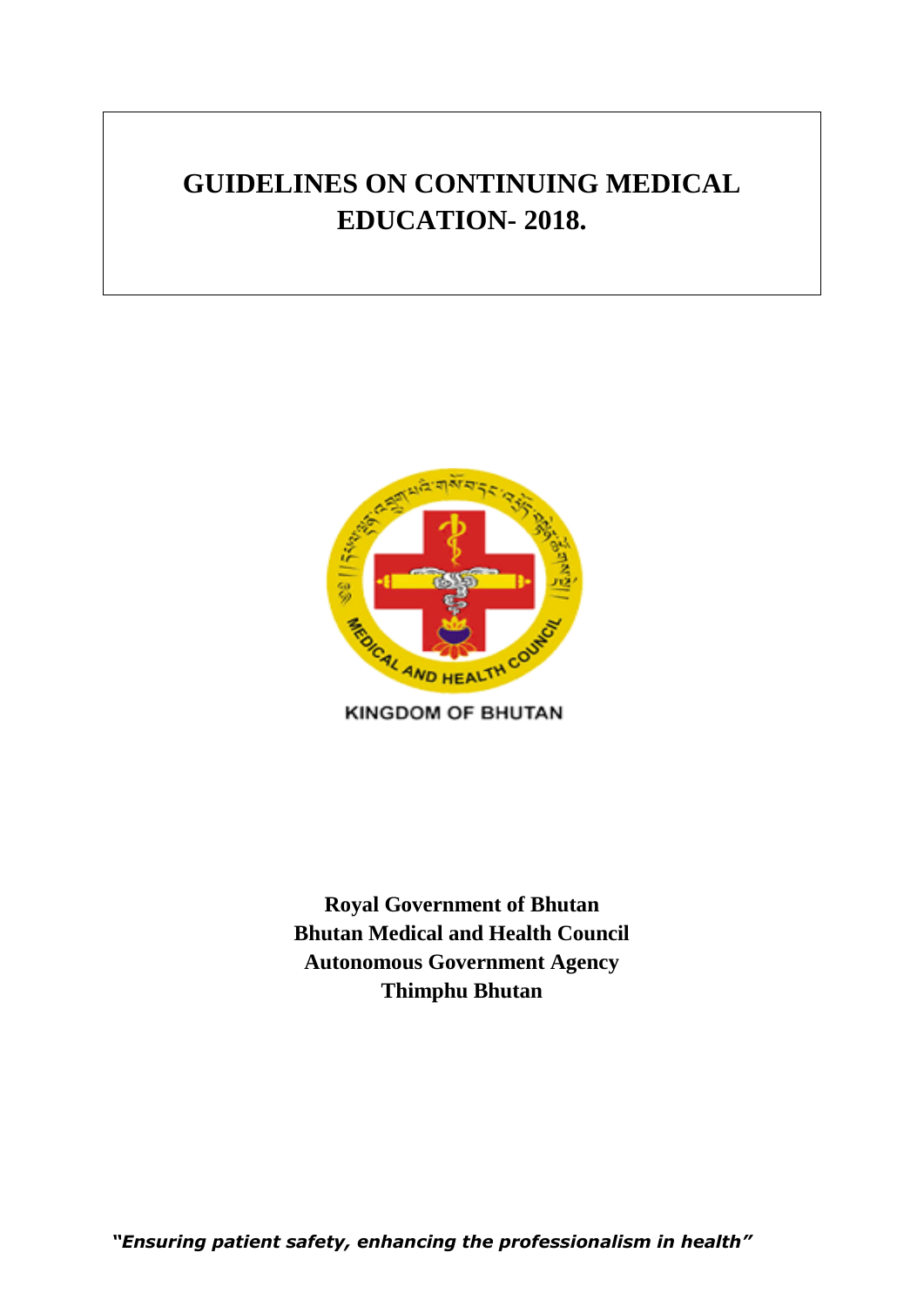# GUIDELINES ON CONTINUING MEDICAL EDUCATION- 2018.

KINGDOM OF BHUTAN

**Royal Government of Bhutan**
**Bhutan Medical and Health Council**
**Autonomous Government Agency**
**Thimphu Bhutan**

***"Ensuring patient safety, enhancing the professionalism in health"***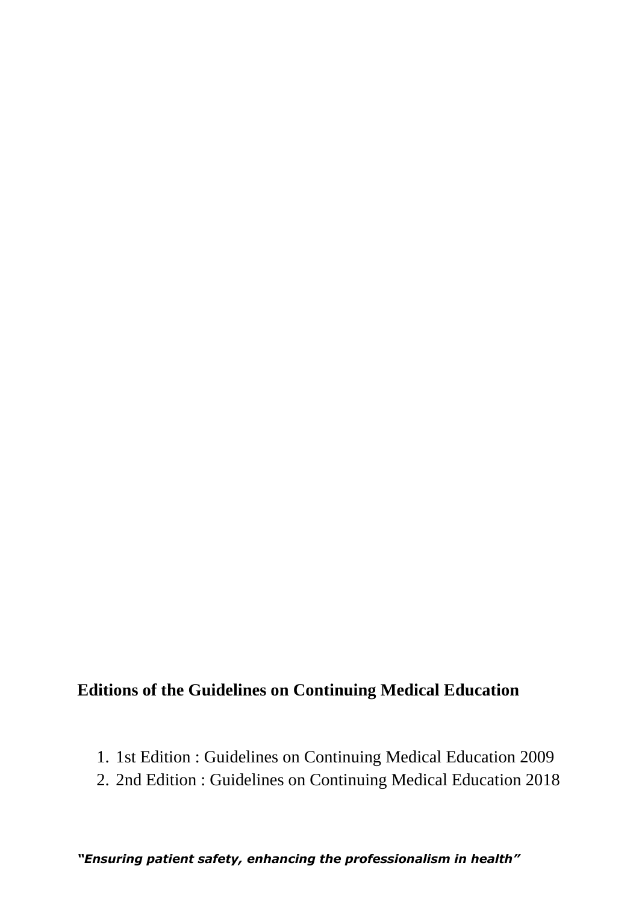**Editions of the Guidelines on Continuing Medical Education**

1. 1st Edition : Guidelines on Continuing Medical Education 2009
2. 2nd Edition : Guidelines on Continuing Medical Education 2018

***"Ensuring patient safety, enhancing the professionalism in health"***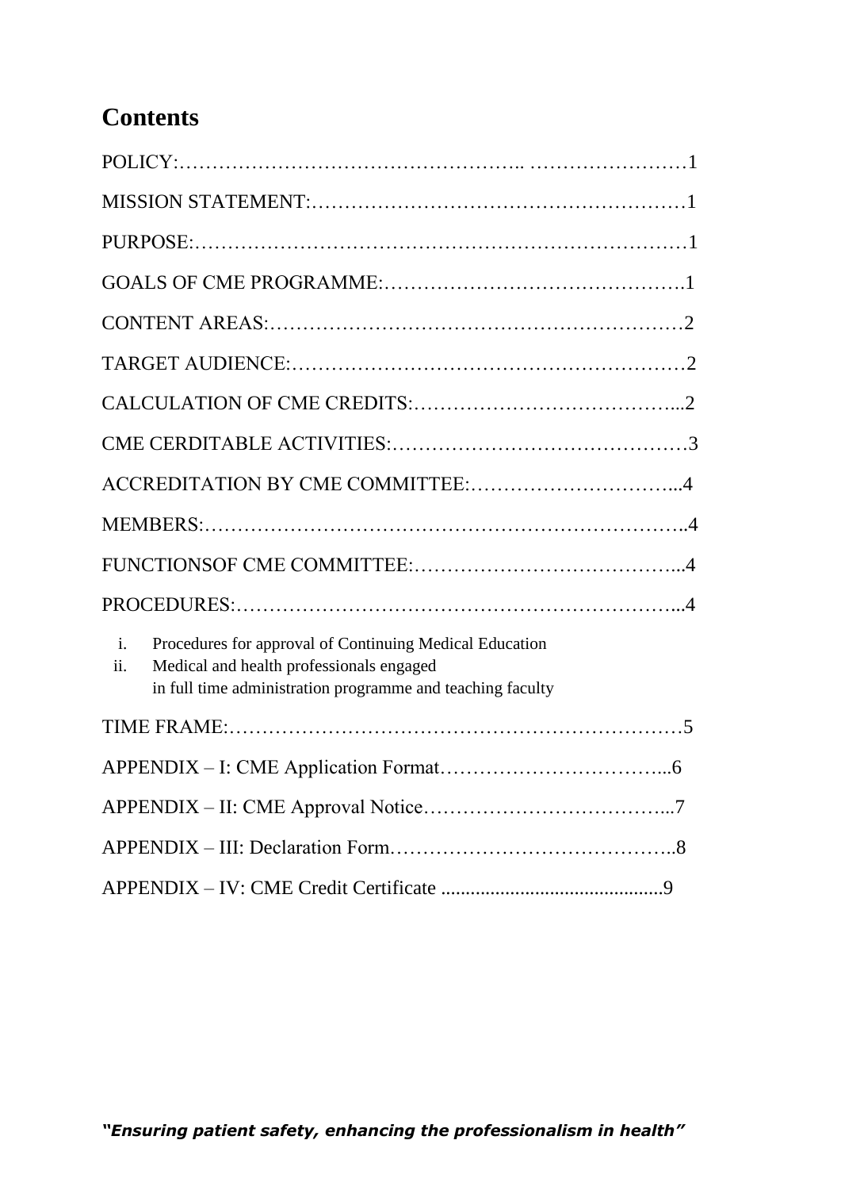# Contents

POLICY:…………………………………………….. ……………………1

MISSION STATEMENT:…………………………………………………1

PURPOSE:………………………………………………………………1

GOALS OF CME PROGRAMME:……………………………………….1

CONTENT AREAS:……………………………………………………2

TARGET AUDIENCE:…………………………………………………2

CALCULATION OF CME CREDITS:…………………………………...2

CME CERDITABLE ACTIVITIES:………………………………………3

ACCREDITATION BY CME COMMITTEE:…………………………...4

MEMBERS:……………………………………………………………..4

FUNCTIONSOF CME COMMITTEE:…………………………………...4

PROCEDURES:………………………………………………………...4

i. Procedures for approval of Continuing Medical Education
ii. Medical and health professionals engaged in full time administration programme and teaching faculty

TIME FRAME:…………………………………………………………5

APPENDIX – I: CME Application Format……………………………...6

APPENDIX – II: CME Approval Notice………………………………...7

APPENDIX – III: Declaration Form……………………………………..8

APPENDIX – IV: CME Credit Certificate ............................................9

***"Ensuring patient safety, enhancing the professionalism in health"***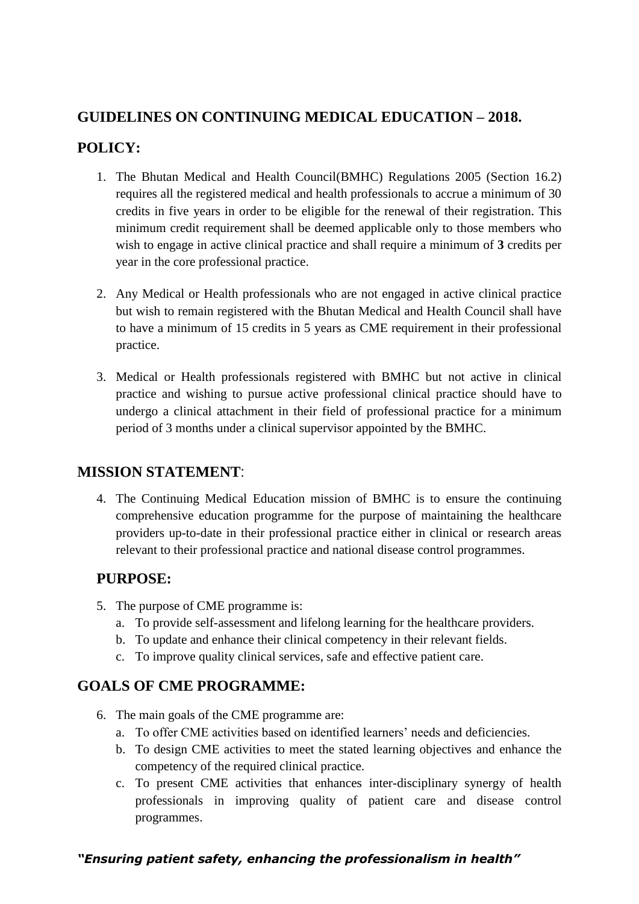## GUIDELINES ON CONTINUING MEDICAL EDUCATION – 2018.

## POLICY:

1. The Bhutan Medical and Health Council(BMHC) Regulations 2005 (Section 16.2) requires all the registered medical and health professionals to accrue a minimum of 30 credits in five years in order to be eligible for the renewal of their registration. This minimum credit requirement shall be deemed applicable only to those members who wish to engage in active clinical practice and shall require a minimum of **3** credits per year in the core professional practice.

2. Any Medical or Health professionals who are not engaged in active clinical practice but wish to remain registered with the Bhutan Medical and Health Council shall have to have a minimum of 15 credits in 5 years as CME requirement in their professional practice.

3. Medical or Health professionals registered with BMHC but not active in clinical practice and wishing to pursue active professional clinical practice should have to undergo a clinical attachment in their field of professional practice for a minimum period of 3 months under a clinical supervisor appointed by the BMHC.

## MISSION STATEMENT:

4. The Continuing Medical Education mission of BMHC is to ensure the continuing comprehensive education programme for the purpose of maintaining the healthcare providers up-to-date in their professional practice either in clinical or research areas relevant to their professional practice and national disease control programmes.

## PURPOSE:

5. The purpose of CME programme is:
   a. To provide self-assessment and lifelong learning for the healthcare providers.
   b. To update and enhance their clinical competency in their relevant fields.
   c. To improve quality clinical services, safe and effective patient care.

## GOALS OF CME PROGRAMME:

6. The main goals of the CME programme are:
   a. To offer CME activities based on identified learners' needs and deficiencies.
   b. To design CME activities to meet the stated learning objectives and enhance the competency of the required clinical practice.
   c. To present CME activities that enhances inter-disciplinary synergy of health professionals in improving quality of patient care and disease control programmes.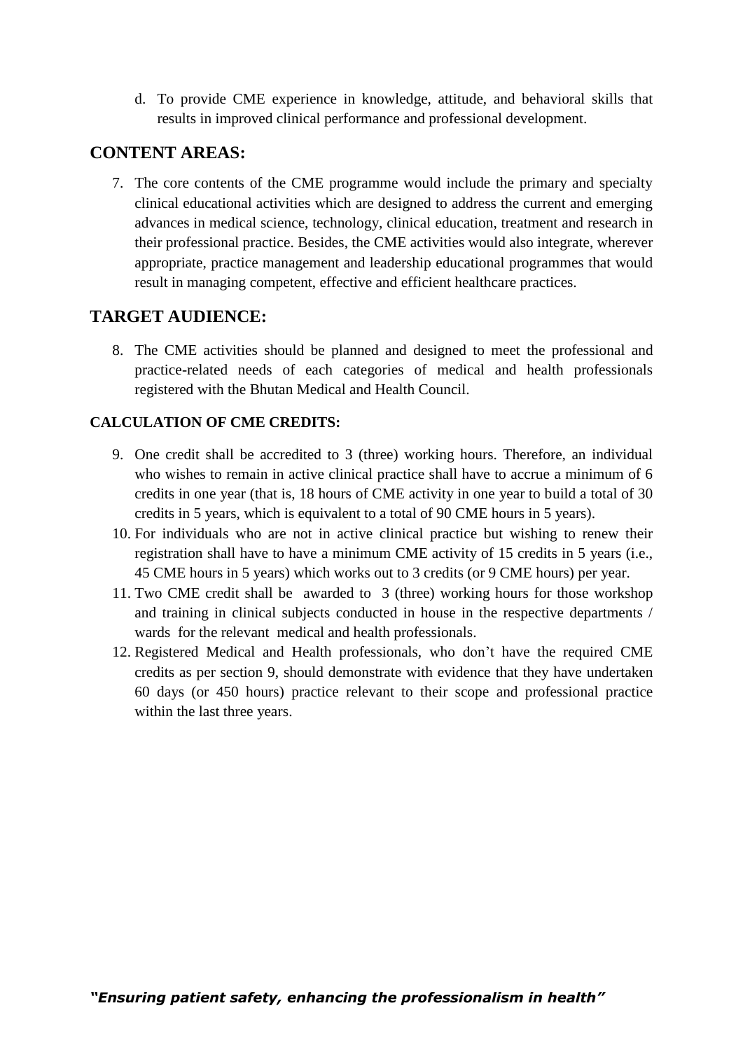d. To provide CME experience in knowledge, attitude, and behavioral skills that results in improved clinical performance and professional development.

## CONTENT AREAS:

7. The core contents of the CME programme would include the primary and specialty clinical educational activities which are designed to address the current and emerging advances in medical science, technology, clinical education, treatment and research in their professional practice. Besides, the CME activities would also integrate, wherever appropriate, practice management and leadership educational programmes that would result in managing competent, effective and efficient healthcare practices.

## TARGET AUDIENCE:

8. The CME activities should be planned and designed to meet the professional and practice-related needs of each categories of medical and health professionals registered with the Bhutan Medical and Health Council.

### CALCULATION OF CME CREDITS:

9. One credit shall be accredited to 3 (three) working hours. Therefore, an individual who wishes to remain in active clinical practice shall have to accrue a minimum of 6 credits in one year (that is, 18 hours of CME activity in one year to build a total of 30 credits in 5 years, which is equivalent to a total of 90 CME hours in 5 years).
10. For individuals who are not in active clinical practice but wishing to renew their registration shall have to have a minimum CME activity of 15 credits in 5 years (i.e., 45 CME hours in 5 years) which works out to 3 credits (or 9 CME hours) per year.
11. Two CME credit shall be awarded to 3 (three) working hours for those workshop and training in clinical subjects conducted in house in the respective departments / wards for the relevant medical and health professionals.
12. Registered Medical and Health professionals, who don't have the required CME credits as per section 9, should demonstrate with evidence that they have undertaken 60 days (or 450 hours) practice relevant to their scope and professional practice within the last three years.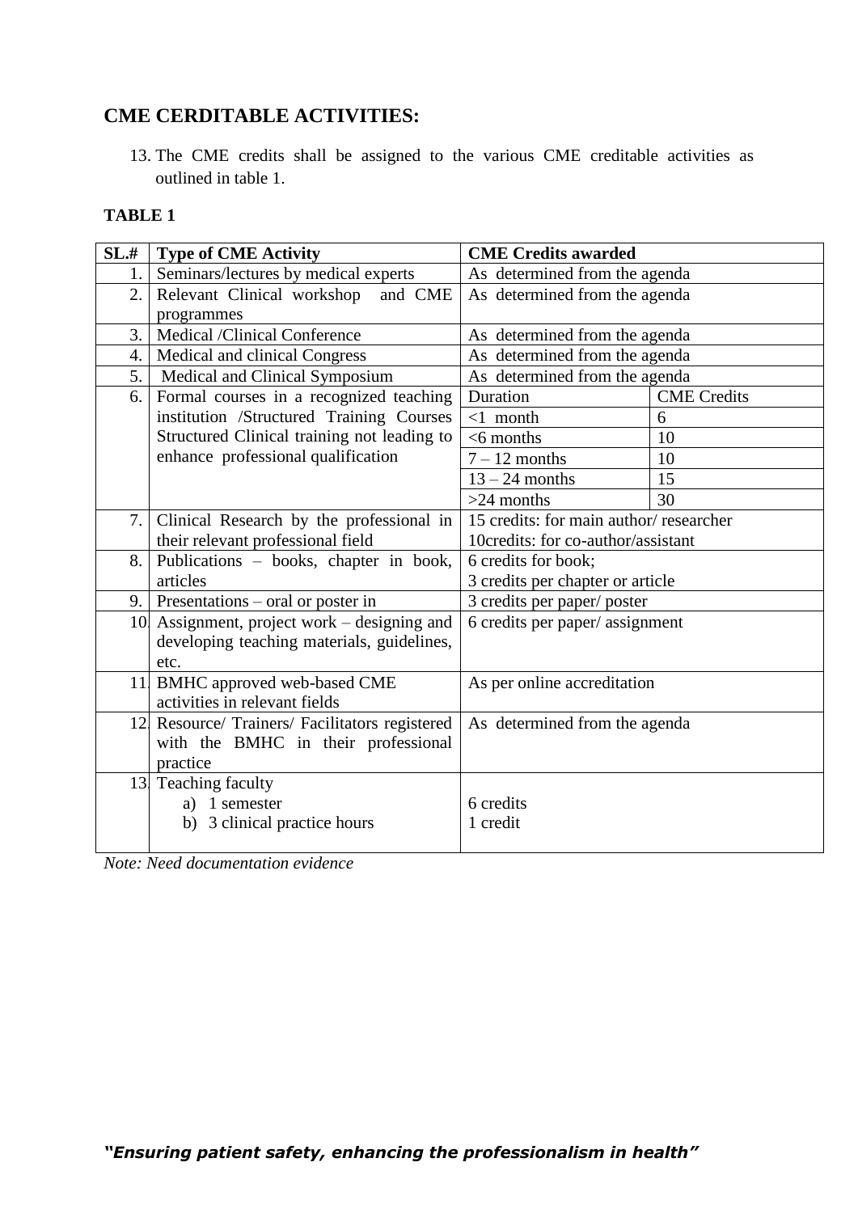## CME CERDITABLE ACTIVITIES:

13. The CME credits shall be assigned to the various CME creditable activities as outlined in table 1.

**TABLE 1**

| SL.# | Type of CME Activity | CME Credits awarded | |
|---|---|---|---|
| 1. | Seminars/lectures by medical experts | As determined from the agenda | |
| 2. | Relevant Clinical workshop and CME programmes | As determined from the agenda | |
| 3. | Medical /Clinical Conference | As determined from the agenda | |
| 4. | Medical and clinical Congress | As determined from the agenda | |
| 5. | Medical and Clinical Symposium | As determined from the agenda | |
| 6. | Formal courses in a recognized teaching institution /Structured Training Courses Structured Clinical training not leading to enhance professional qualification | Duration | CME Credits |
| | | <1 month | 6 |
| | | <6 months | 10 |
| | | 7 – 12 months | 10 |
| | | 13 – 24 months | 15 |
| | | >24 months | 30 |
| 7. | Clinical Research by the professional in their relevant professional field | 15 credits: for main author/ researcher<br>10credits: for co-author/assistant | |
| 8. | Publications – books, chapter in book, articles | 6 credits for book;<br>3 credits per chapter or article | |
| 9. | Presentations – oral or poster in | 3 credits per paper/ poster | |
| 10. | Assignment, project work – designing and developing teaching materials, guidelines, etc. | 6 credits per paper/ assignment | |
| 11. | BMHC approved web-based CME activities in relevant fields | As per online accreditation | |
| 12. | Resource/ Trainers/ Facilitators registered with the BMHC in their professional practice | As determined from the agenda | |
| 13. | Teaching faculty<br>a) 1 semester<br>b) 3 clinical practice hours | <br>6 credits<br>1 credit | |

*Note: Need documentation evidence*

***"Ensuring patient safety, enhancing the professionalism in health"***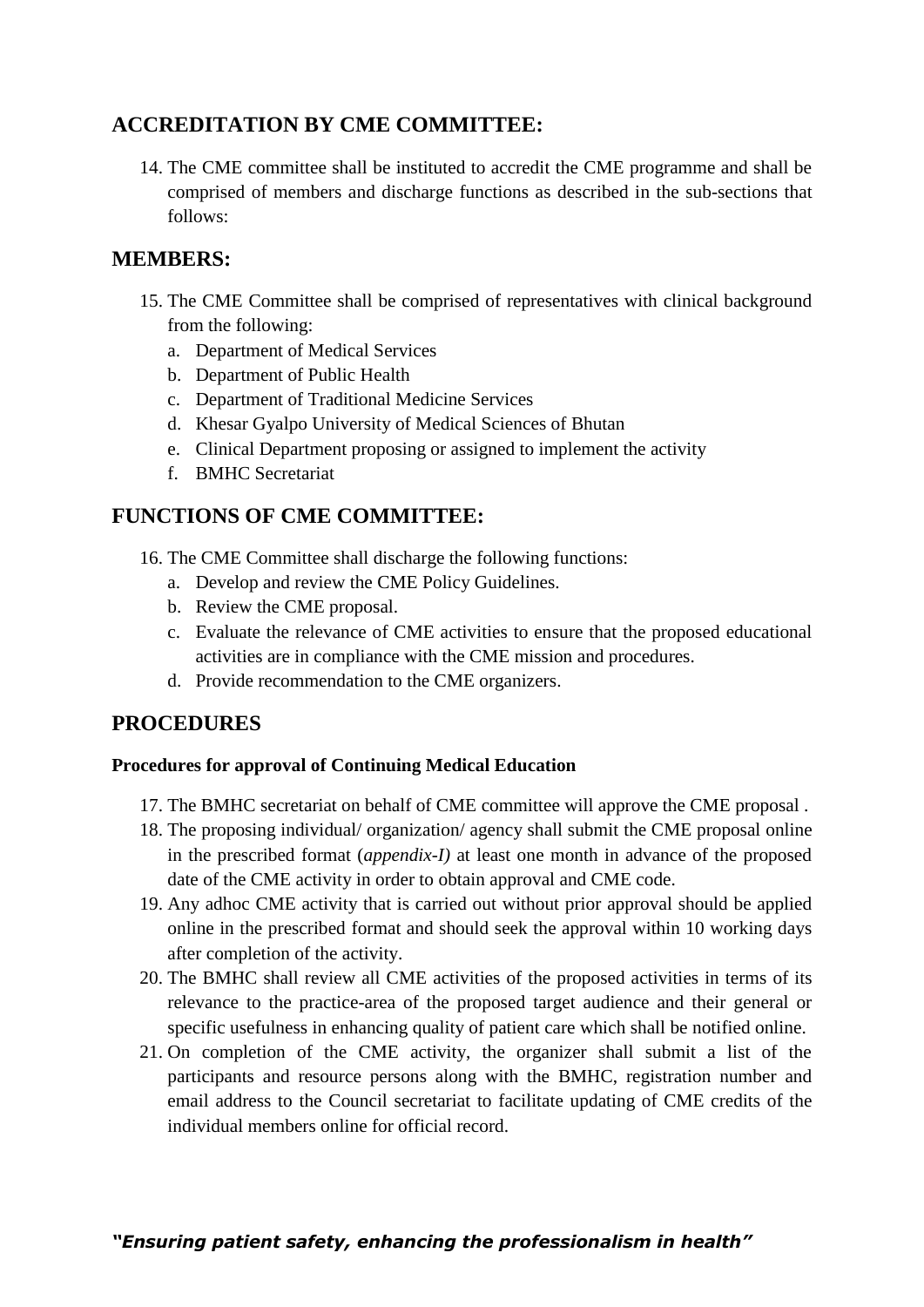## ACCREDITATION BY CME COMMITTEE:

14. The CME committee shall be instituted to accredit the CME programme and shall be comprised of members and discharge functions as described in the sub-sections that follows:

## MEMBERS:

15. The CME Committee shall be comprised of representatives with clinical background from the following:
    a. Department of Medical Services
    b. Department of Public Health
    c. Department of Traditional Medicine Services
    d. Khesar Gyalpo University of Medical Sciences of Bhutan
    e. Clinical Department proposing or assigned to implement the activity
    f. BMHC Secretariat

## FUNCTIONS OF CME COMMITTEE:

16. The CME Committee shall discharge the following functions:
    a. Develop and review the CME Policy Guidelines.
    b. Review the CME proposal.
    c. Evaluate the relevance of CME activities to ensure that the proposed educational activities are in compliance with the CME mission and procedures.
    d. Provide recommendation to the CME organizers.

## PROCEDURES

**Procedures for approval of Continuing Medical Education**

17. The BMHC secretariat on behalf of CME committee will approve the CME proposal .
18. The proposing individual/ organization/ agency shall submit the CME proposal online in the prescribed format (*appendix-I)* at least one month in advance of the proposed date of the CME activity in order to obtain approval and CME code.
19. Any adhoc CME activity that is carried out without prior approval should be applied online in the prescribed format and should seek the approval within 10 working days after completion of the activity.
20. The BMHC shall review all CME activities of the proposed activities in terms of its relevance to the practice-area of the proposed target audience and their general or specific usefulness in enhancing quality of patient care which shall be notified online.
21. On completion of the CME activity, the organizer shall submit a list of the participants and resource persons along with the BMHC, registration number and email address to the Council secretariat to facilitate updating of CME credits of the individual members online for official record.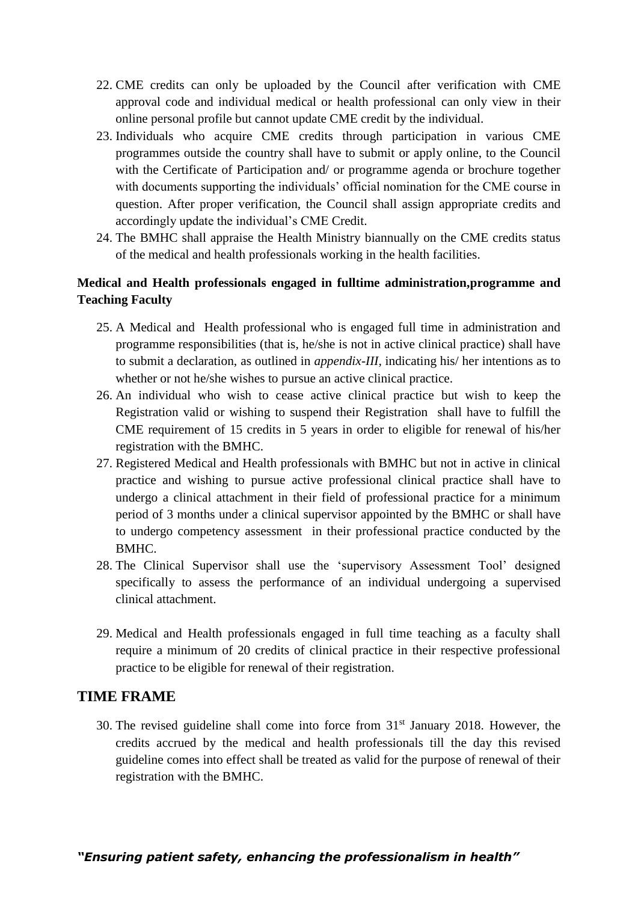22. CME credits can only be uploaded by the Council after verification with CME approval code and individual medical or health professional can only view in their online personal profile but cannot update CME credit by the individual.
23. Individuals who acquire CME credits through participation in various CME programmes outside the country shall have to submit or apply online, to the Council with the Certificate of Participation and/ or programme agenda or brochure together with documents supporting the individuals' official nomination for the CME course in question. After proper verification, the Council shall assign appropriate credits and accordingly update the individual's CME Credit.
24. The BMHC shall appraise the Health Ministry biannually on the CME credits status of the medical and health professionals working in the health facilities.

**Medical and Health professionals engaged in fulltime administration,programme and Teaching Faculty**

25. A Medical and Health professional who is engaged full time in administration and programme responsibilities (that is, he/she is not in active clinical practice) shall have to submit a declaration, as outlined in *appendix-III*, indicating his/ her intentions as to whether or not he/she wishes to pursue an active clinical practice.
26. An individual who wish to cease active clinical practice but wish to keep the Registration valid or wishing to suspend their Registration shall have to fulfill the CME requirement of 15 credits in 5 years in order to eligible for renewal of his/her registration with the BMHC.
27. Registered Medical and Health professionals with BMHC but not in active in clinical practice and wishing to pursue active professional clinical practice shall have to undergo a clinical attachment in their field of professional practice for a minimum period of 3 months under a clinical supervisor appointed by the BMHC or shall have to undergo competency assessment in their professional practice conducted by the BMHC.
28. The Clinical Supervisor shall use the 'supervisory Assessment Tool' designed specifically to assess the performance of an individual undergoing a supervised clinical attachment.
29. Medical and Health professionals engaged in full time teaching as a faculty shall require a minimum of 20 credits of clinical practice in their respective professional practice to be eligible for renewal of their registration.

## TIME FRAME

30. The revised guideline shall come into force from 31st January 2018. However, the credits accrued by the medical and health professionals till the day this revised guideline comes into effect shall be treated as valid for the purpose of renewal of their registration with the BMHC.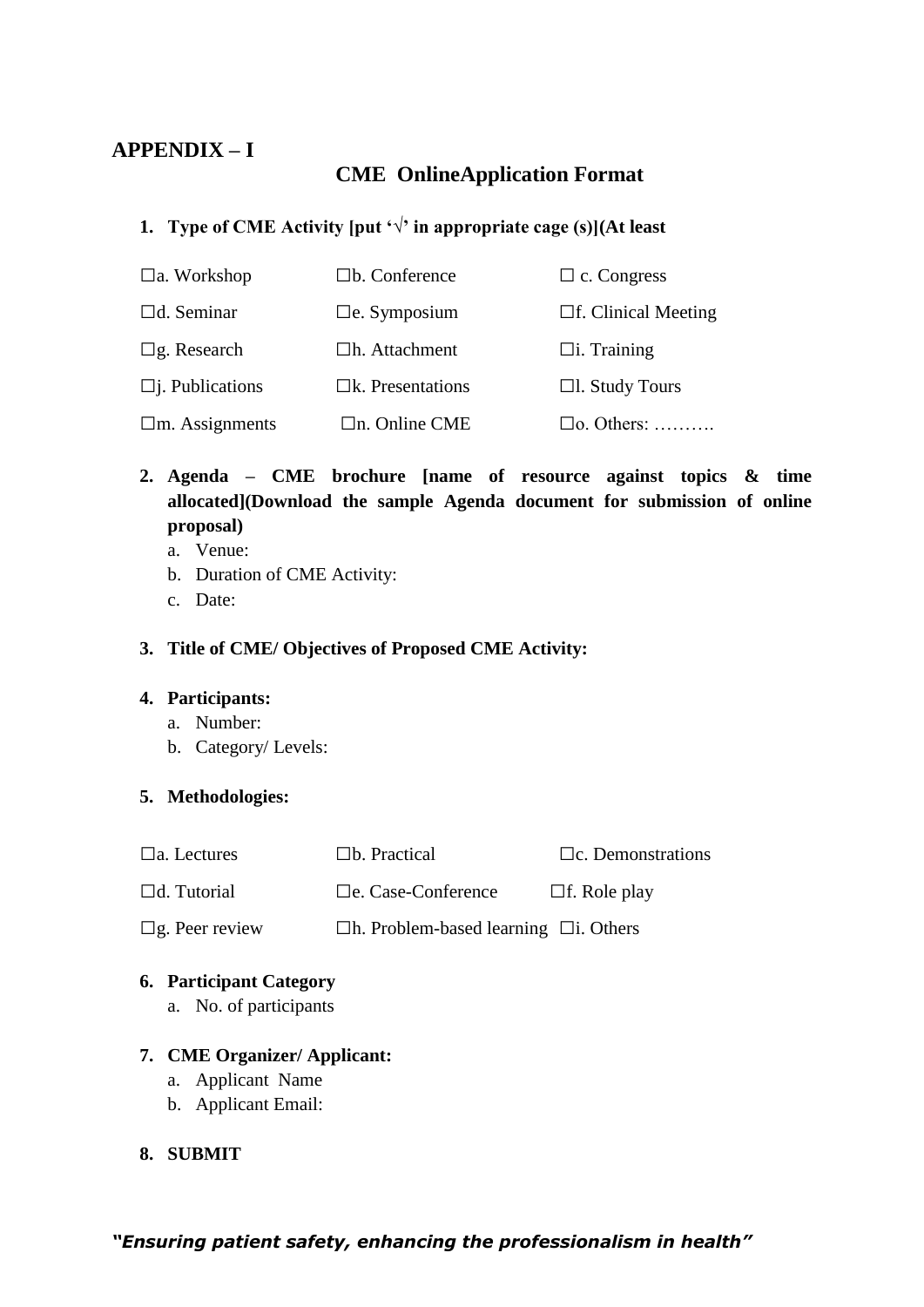**APPENDIX – I**

## CME OnlineApplication Format

1. **Type of CME Activity [put '√' in appropriate cage (s)](At least**

| | | |
|---|---|---|
| ☐a. Workshop | ☐b. Conference | ☐ c. Congress |
| ☐d. Seminar | ☐e. Symposium | ☐f. Clinical Meeting |
| ☐g. Research | ☐h. Attachment | ☐i. Training |
| ☐j. Publications | ☐k. Presentations | ☐l. Study Tours |
| ☐m. Assignments | ☐n. Online CME | ☐o. Others: ………. |

2. **Agenda – CME brochure [name of resource against topics & time allocated](Download the sample Agenda document for submission of online proposal)**
   a. Venue:
   b. Duration of CME Activity:
   c. Date:

3. **Title of CME/ Objectives of Proposed CME Activity:**

4. **Participants:**
   a. Number:
   b. Category/ Levels:

5. **Methodologies:**

| | | |
|---|---|---|
| ☐a. Lectures | ☐b. Practical | ☐c. Demonstrations |
| ☐d. Tutorial | ☐e. Case-Conference | ☐f. Role play |
| ☐g. Peer review | ☐h. Problem-based learning | ☐i. Others |

6. **Participant Category**
   a. No. of participants

7. **CME Organizer/ Applicant:**
   a. Applicant Name
   b. Applicant Email:

8. **SUBMIT**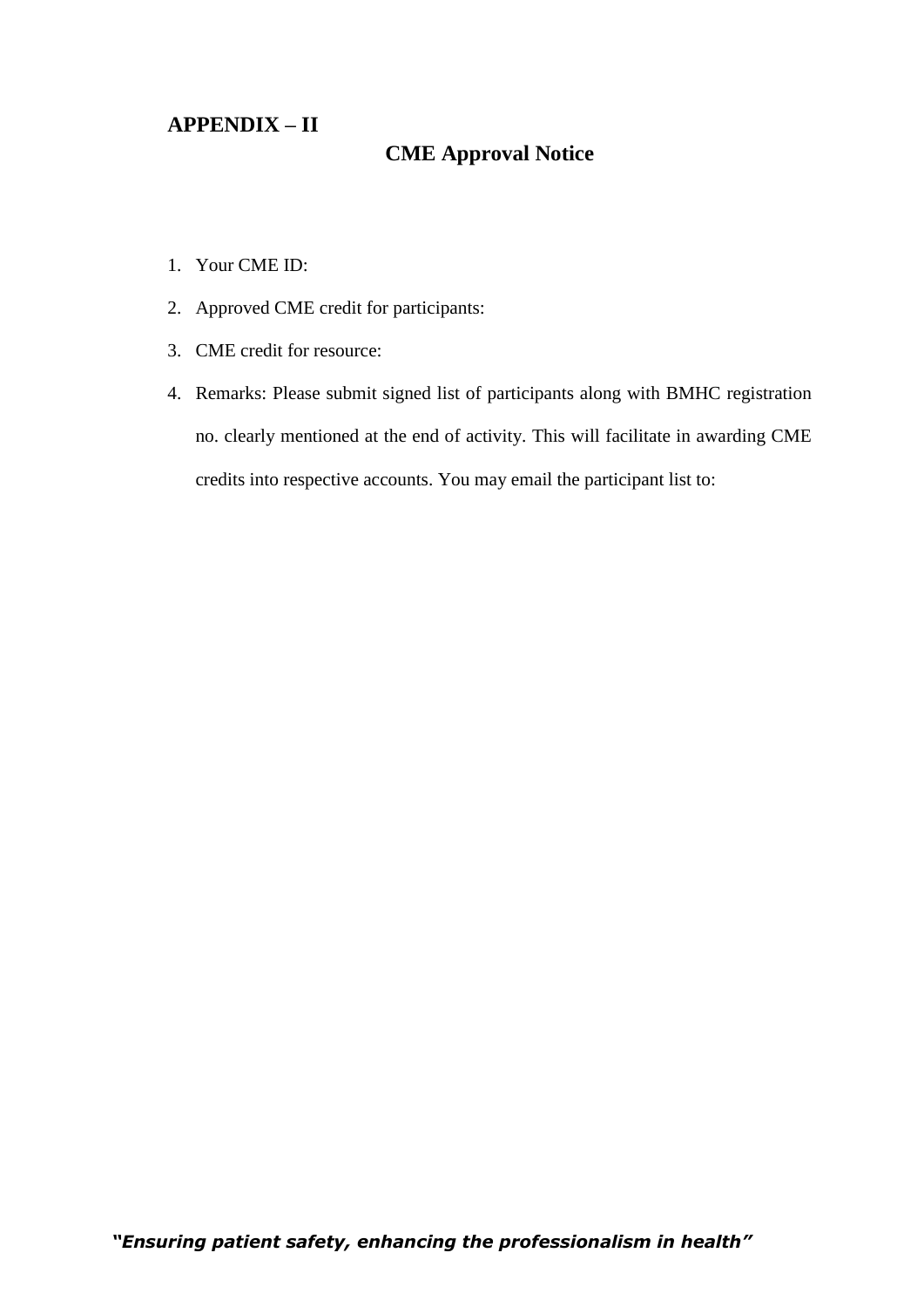## APPENDIX – II

### CME Approval Notice

1. Your CME ID:
2. Approved CME credit for participants:
3. CME credit for resource:
4. Remarks: Please submit signed list of participants along with BMHC registration no. clearly mentioned at the end of activity. This will facilitate in awarding CME credits into respective accounts. You may email the participant list to: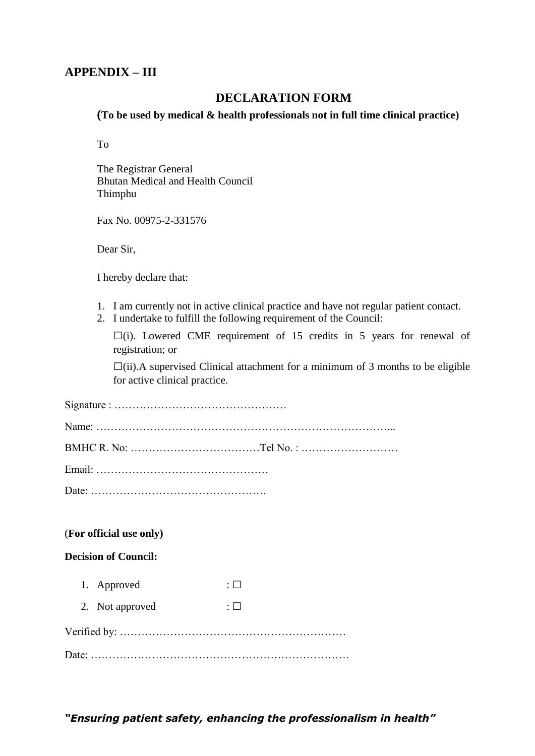## APPENDIX – III

### DECLARATION FORM

**(To be used by medical & health professionals not in full time clinical practice)**

To

The Registrar General
Bhutan Medical and Health Council
Thimphu

Fax No. 00975-2-331576

Dear Sir,

I hereby declare that:

1. I am currently not in active clinical practice and have not regular patient contact.
2. I undertake to fulfill the following requirement of the Council:

   ☐(i). Lowered CME requirement of 15 credits in 5 years for renewal of registration; or

   ☐(ii).A supervised Clinical attachment for a minimum of 3 months to be eligible for active clinical practice.

Signature : …………………………………………

Name: ………………………………………………………………………...

BMHC R. No: ………………………………Tel No. : ………………………

Email: …………………………………………

Date: ………………………………………….

(**For official use only)**

**Decision of Council:**

1. Approved : ☐
2. Not approved : ☐

Verified by: ………………………………………………………

Date: ………………………………………………………………

***"Ensuring patient safety, enhancing the professionalism in health"***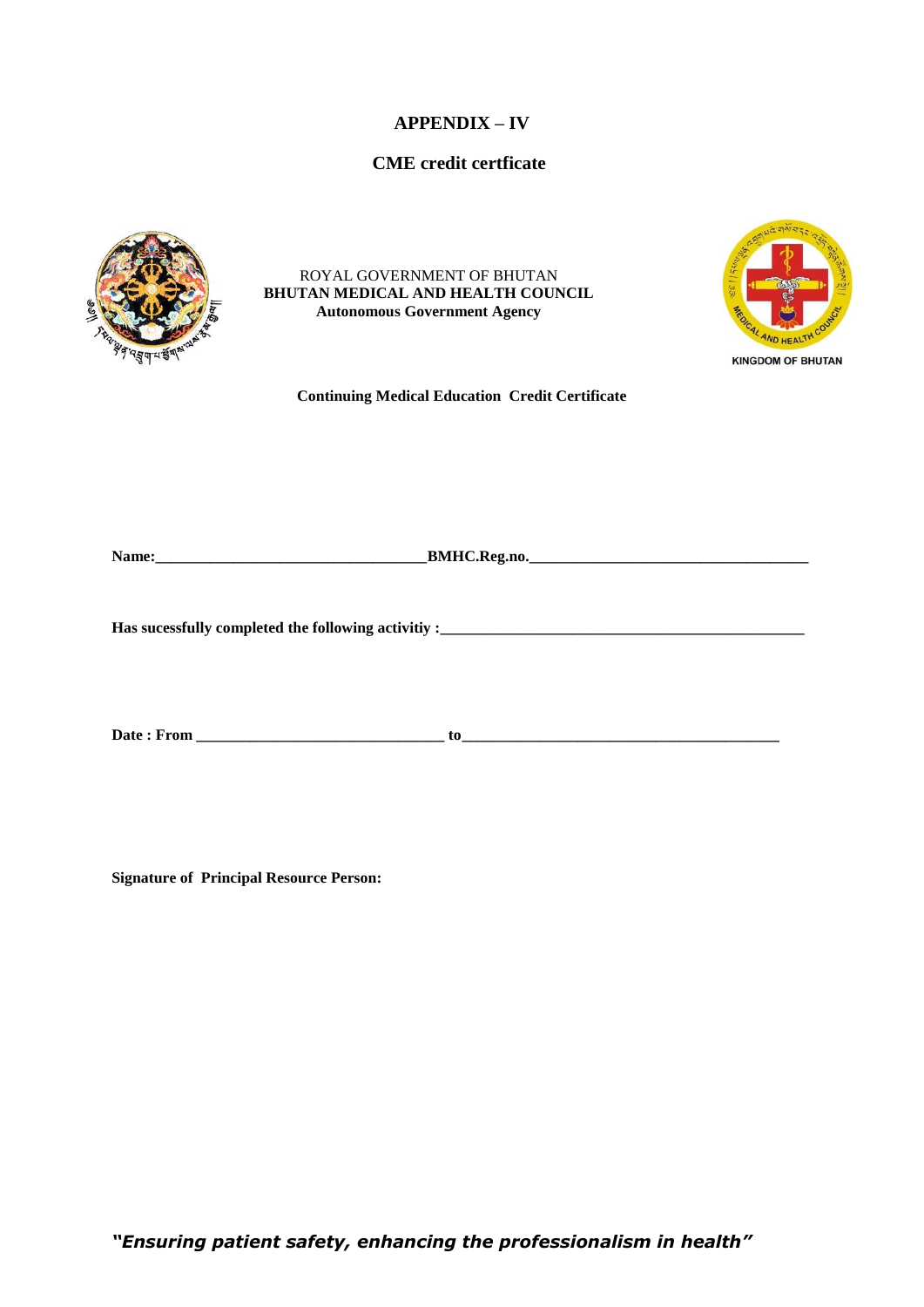# APPENDIX – IV

## CME credit certficate

ROYAL GOVERNMENT OF BHUTAN
**BHUTAN MEDICAL AND HEALTH COUNCIL**
**Autonomous Government Agency**

KINGDOM OF BHUTAN

**Continuing Medical Education Credit Certificate**

**Name:___________________________________BMHC.Reg.no.____________________________________**

**Has sucessfully completed the following activitiy :________________________________________________**

**Date : From ________________________________ to__________________________________________**

**Signature of Principal Resource Person:**

***"Ensuring patient safety, enhancing the professionalism in health"***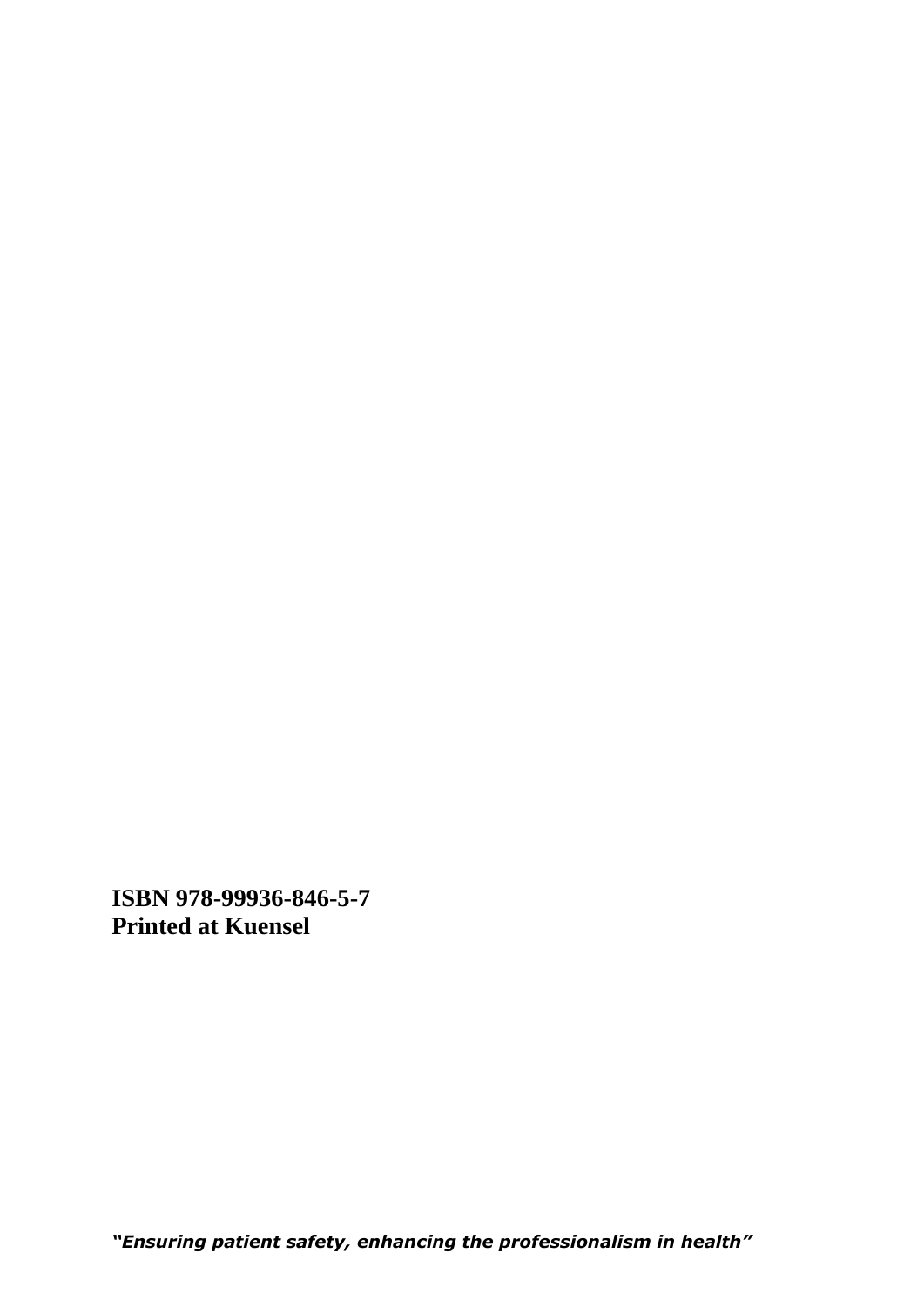**ISBN 978-99936-846-5-7**
**Printed at Kuensel**

***"Ensuring patient safety, enhancing the professionalism in health"***